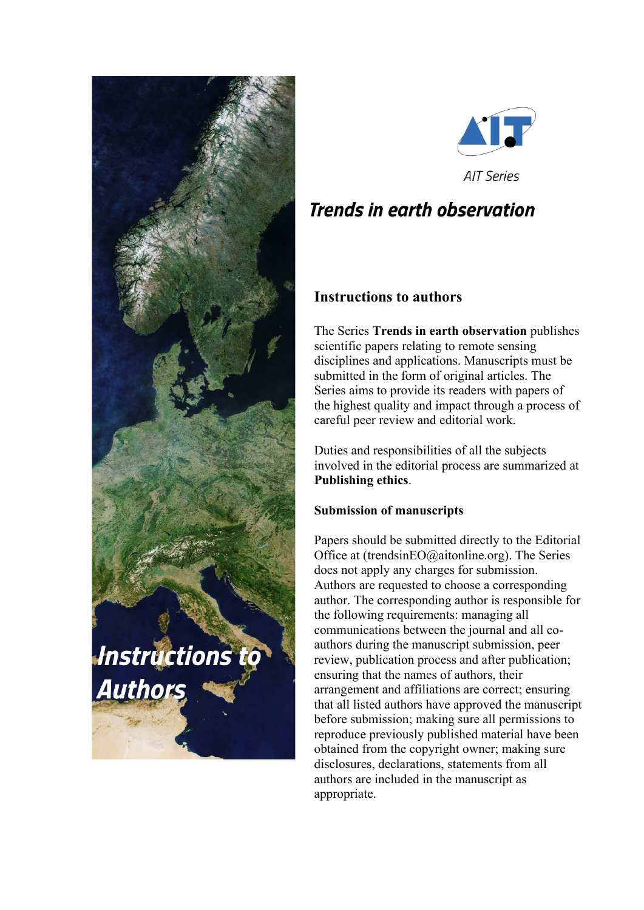AIT Series

# *Trends in earth observation*

*Instructions to Authors*

## Instructions to authors

The Series **Trends in earth observation** publishes scientific papers relating to remote sensing disciplines and applications. Manuscripts must be submitted in the form of original articles. The Series aims to provide its readers with papers of the highest quality and impact through a process of careful peer review and editorial work.

Duties and responsibilities of all the subjects involved in the editorial process are summarized at **Publishing ethics**.

### Submission of manuscripts

Papers should be submitted directly to the Editorial Office at (trendsinEO@aitonline.org). The Series does not apply any charges for submission. Authors are requested to choose a corresponding author. The corresponding author is responsible for the following requirements: managing all communications between the journal and all co-authors during the manuscript submission, peer review, publication process and after publication; ensuring that the names of authors, their arrangement and affiliations are correct; ensuring that all listed authors have approved the manuscript before submission; making sure all permissions to reproduce previously published material have been obtained from the copyright owner; making sure disclosures, declarations, statements from all authors are included in the manuscript as appropriate.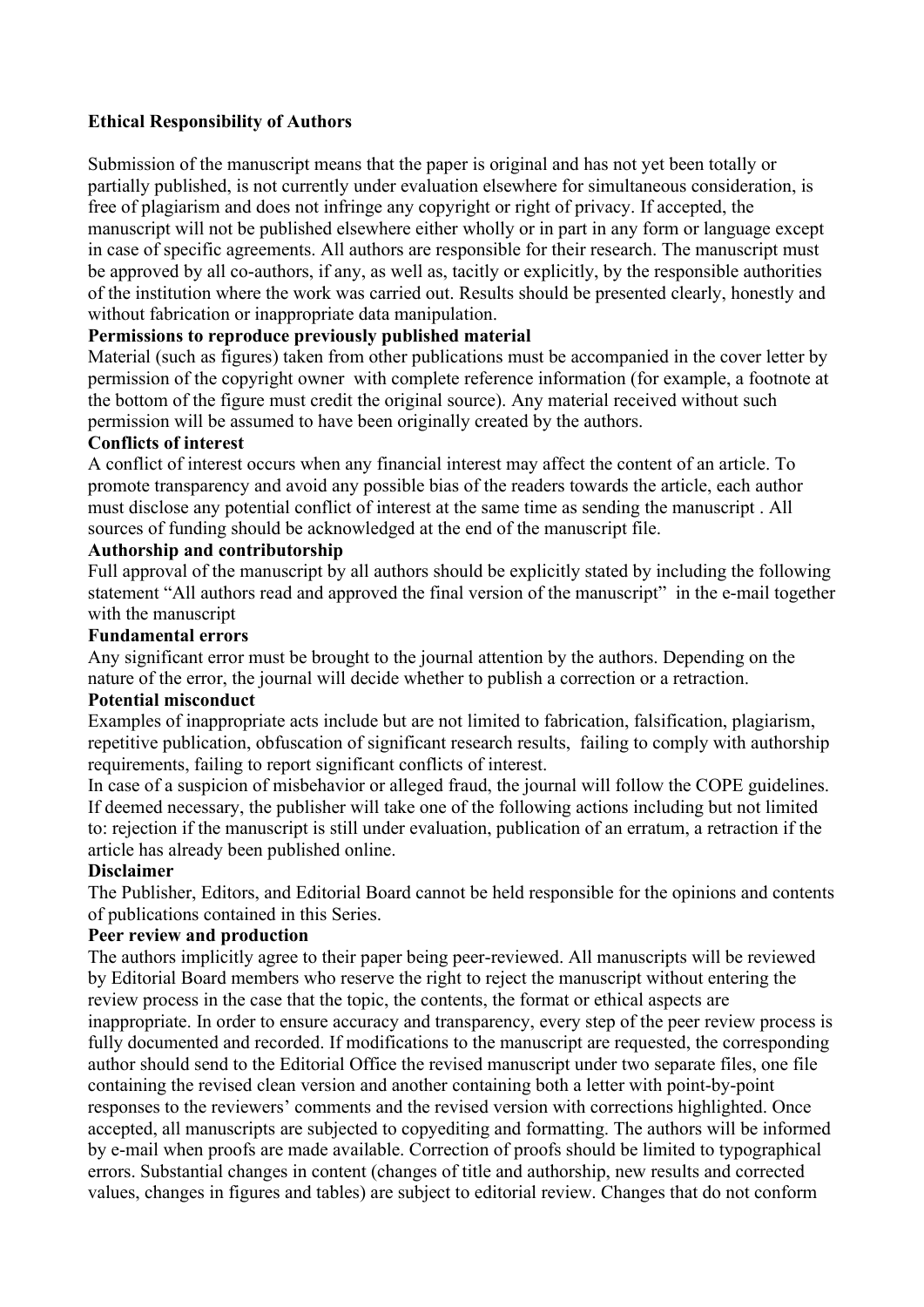**Ethical Responsibility of Authors**

Submission of the manuscript means that the paper is original and has not yet been totally or partially published, is not currently under evaluation elsewhere for simultaneous consideration, is free of plagiarism and does not infringe any copyright or right of privacy. If accepted, the manuscript will not be published elsewhere either wholly or in part in any form or language except in case of specific agreements. All authors are responsible for their research. The manuscript must be approved by all co-authors, if any, as well as, tacitly or explicitly, by the responsible authorities of the institution where the work was carried out. Results should be presented clearly, honestly and without fabrication or inappropriate data manipulation.

**Permissions to reproduce previously published material**

Material (such as figures) taken from other publications must be accompanied in the cover letter by permission of the copyright owner with complete reference information (for example, a footnote at the bottom of the figure must credit the original source). Any material received without such permission will be assumed to have been originally created by the authors.

**Conflicts of interest**

A conflict of interest occurs when any financial interest may affect the content of an article. To promote transparency and avoid any possible bias of the readers towards the article, each author must disclose any potential conflict of interest at the same time as sending the manuscript . All sources of funding should be acknowledged at the end of the manuscript file.

**Authorship and contributorship**

Full approval of the manuscript by all authors should be explicitly stated by including the following statement "All authors read and approved the final version of the manuscript" in the e-mail together with the manuscript

**Fundamental errors**

Any significant error must be brought to the journal attention by the authors. Depending on the nature of the error, the journal will decide whether to publish a correction or a retraction.

**Potential misconduct**

Examples of inappropriate acts include but are not limited to fabrication, falsification, plagiarism, repetitive publication, obfuscation of significant research results, failing to comply with authorship requirements, failing to report significant conflicts of interest.

In case of a suspicion of misbehavior or alleged fraud, the journal will follow the COPE guidelines. If deemed necessary, the publisher will take one of the following actions including but not limited to: rejection if the manuscript is still under evaluation, publication of an erratum, a retraction if the article has already been published online.

**Disclaimer**

The Publisher, Editors, and Editorial Board cannot be held responsible for the opinions and contents of publications contained in this Series.

**Peer review and production**

The authors implicitly agree to their paper being peer-reviewed. All manuscripts will be reviewed by Editorial Board members who reserve the right to reject the manuscript without entering the review process in the case that the topic, the contents, the format or ethical aspects are inappropriate. In order to ensure accuracy and transparency, every step of the peer review process is fully documented and recorded. If modifications to the manuscript are requested, the corresponding author should send to the Editorial Office the revised manuscript under two separate files, one file containing the revised clean version and another containing both a letter with point-by-point responses to the reviewers' comments and the revised version with corrections highlighted. Once accepted, all manuscripts are subjected to copyediting and formatting. The authors will be informed by e-mail when proofs are made available. Correction of proofs should be limited to typographical errors. Substantial changes in content (changes of title and authorship, new results and corrected values, changes in figures and tables) are subject to editorial review. Changes that do not conform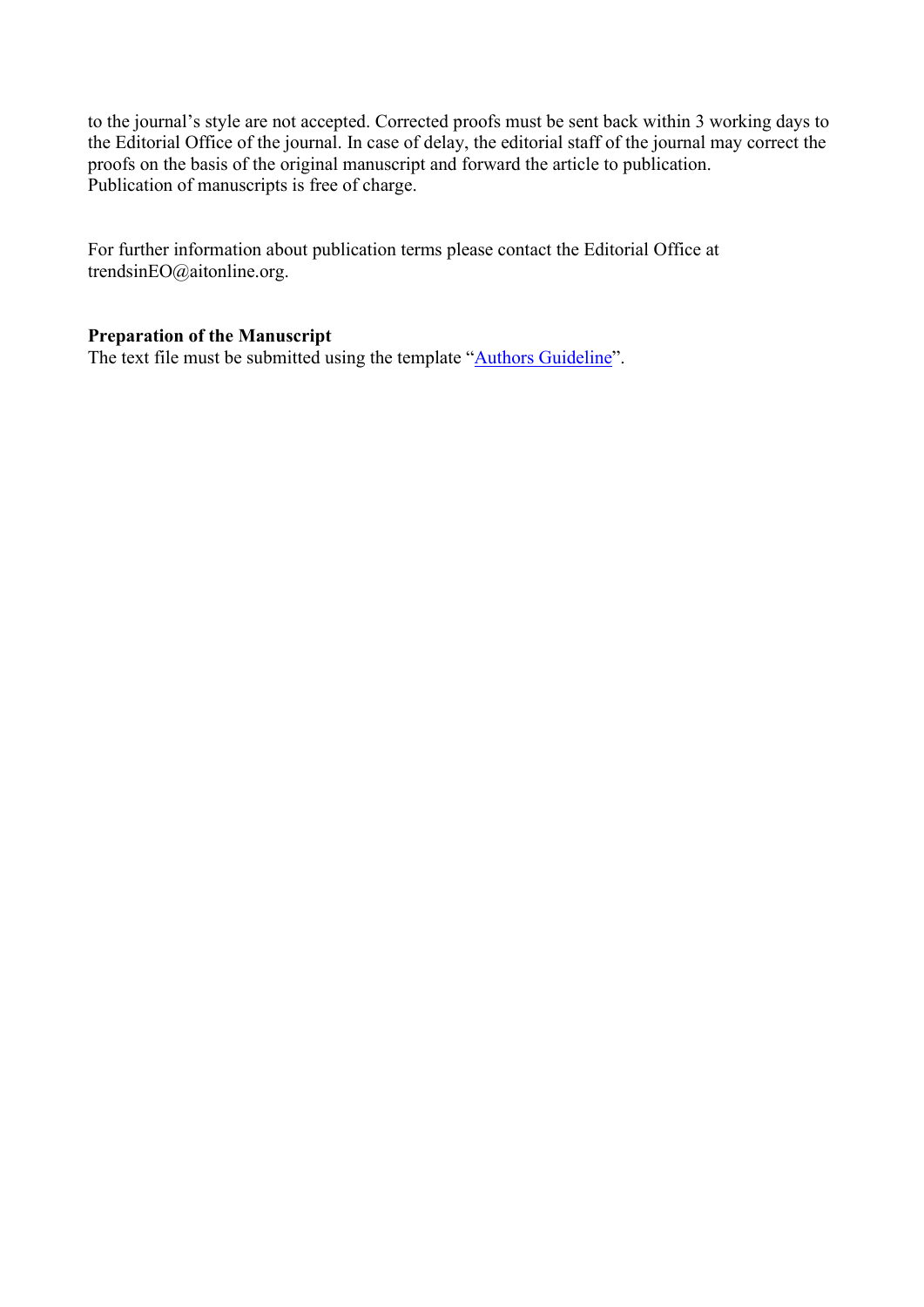to the journal's style are not accepted. Corrected proofs must be sent back within 3 working days to the Editorial Office of the journal. In case of delay, the editorial staff of the journal may correct the proofs on the basis of the original manuscript and forward the article to publication.
Publication of manuscripts is free of charge.

For further information about publication terms please contact the Editorial Office at trendsinEO@aitonline.org.

**Preparation of the Manuscript**
The text file must be submitted using the template "Authors Guideline".